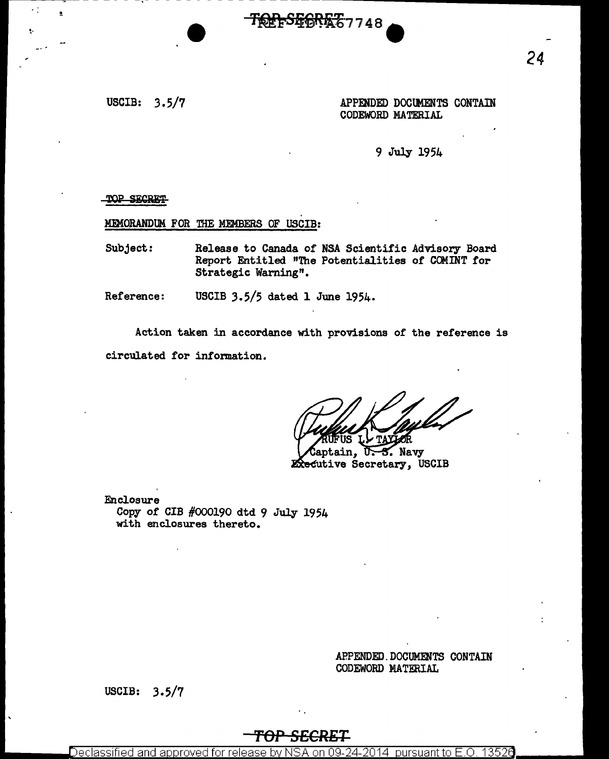USCIB: 3.5/7

APPENDED DOCUMENTS CONTAIN CODEWORD MATERIAL

9 July 1954

~~TOP SECRET~~

MEMORANDUM FOR THE MEMBERS OF USCIB:

Subject: Release to Canada of NSA Scientific Advisory Board Report Entitled "The Potentialities of COMINT for Strategic Warning".

Reference: USCIB 3.5/5 dated 1 June 1954.

Action taken in accordance with provisions of the reference is circulated for information.

RUFUS L. TAYLOR
Captain, U. S. Navy
Executive Secretary, USCIB

Enclosure
Copy of CIB #000190 dtd 9 July 1954 with enclosures thereto.

APPENDED DOCUMENTS CONTAIN CODEWORD MATERIAL

USCIB: 3.5/7

TOP SECRET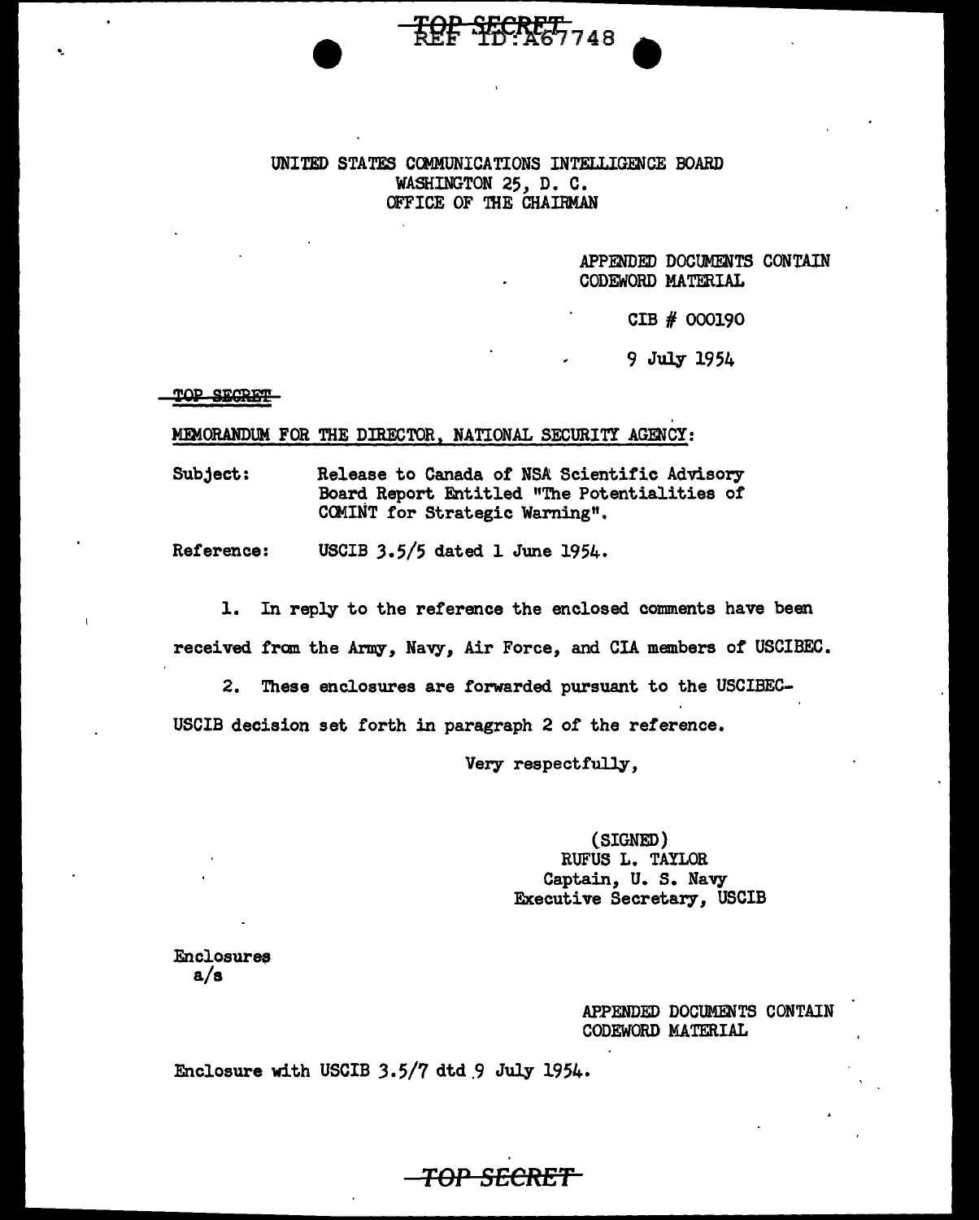TOP SECRET
REF ID:A67748

UNITED STATES COMMUNICATIONS INTELLIGENCE BOARD
WASHINGTON 25, D. C.
OFFICE OF THE CHAIRMAN

APPENDED DOCUMENTS CONTAIN
CODEWORD MATERIAL

CIB # 000190

9 July 1954

~~TOP SECRET~~

MEMORANDUM FOR THE DIRECTOR, NATIONAL SECURITY AGENCY:

Subject: Release to Canada of NSA Scientific Advisory Board Report Entitled "The Potentialities of COMINT for Strategic Warning".

Reference: USCIB 3.5/5 dated 1 June 1954.

1. In reply to the reference the enclosed comments have been received from the Army, Navy, Air Force, and CIA members of USCIBEC.

2. These enclosures are forwarded pursuant to the USCIBEC-USCIB decision set forth in paragraph 2 of the reference.

Very respectfully,

(SIGNED)
RUFUS L. TAYLOR
Captain, U. S. Navy
Executive Secretary, USCIB

Enclosures
a/s

APPENDED DOCUMENTS CONTAIN
CODEWORD MATERIAL

Enclosure with USCIB 3.5/7 dtd 9 July 1954.

~~TOP SECRET~~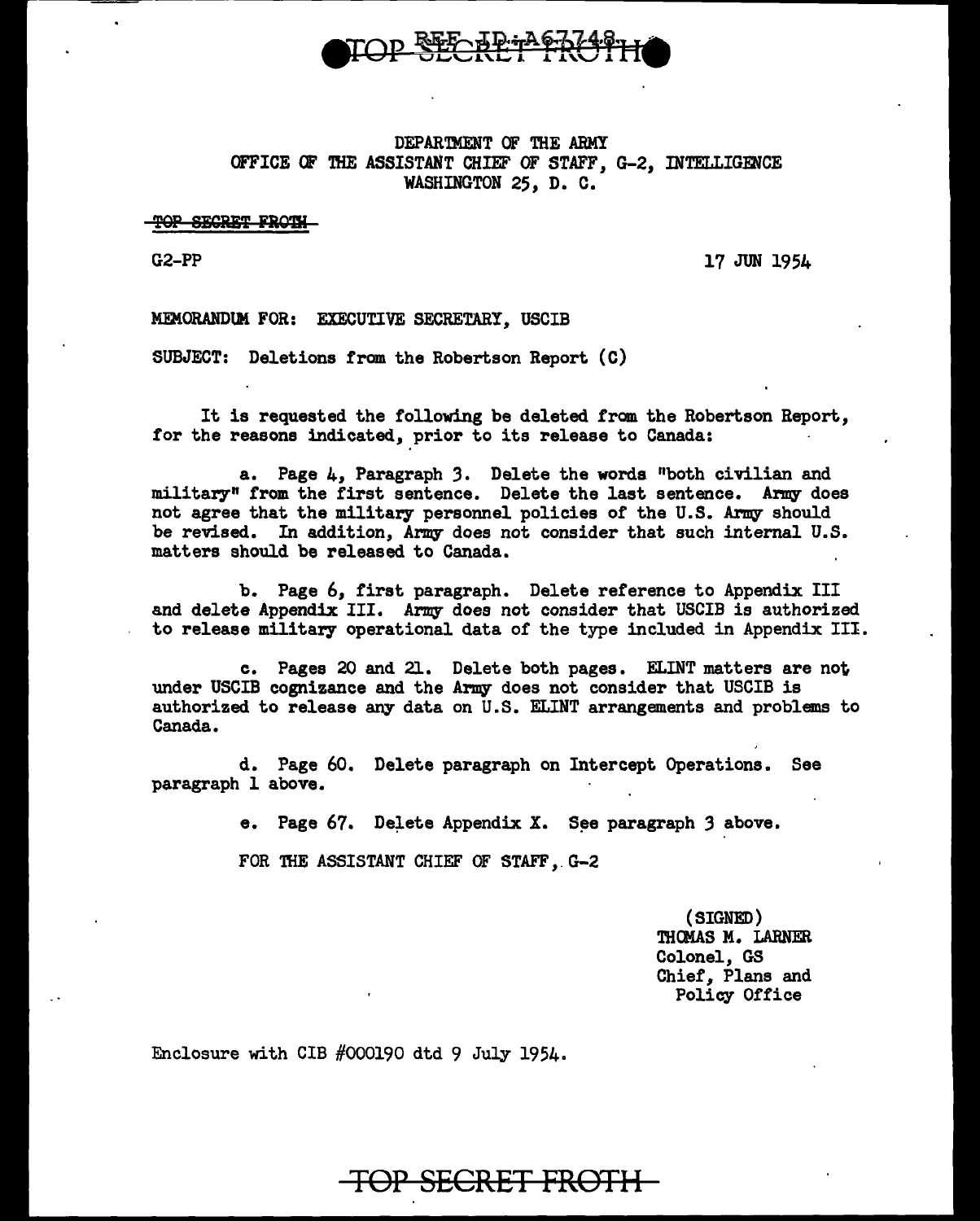REF ID:A67748 TOP SECRET FROTH

DEPARTMENT OF THE ARMY
OFFICE OF THE ASSISTANT CHIEF OF STAFF, G-2, INTELLIGENCE
WASHINGTON 25, D. C.

~~TOP SECRET FROTH~~

G2-PP

17 JUN 1954

MEMORANDUM FOR: EXECUTIVE SECRETARY, USCIB

SUBJECT: Deletions from the Robertson Report (C)

It is requested the following be deleted from the Robertson Report, for the reasons indicated, prior to its release to Canada:

a. Page 4, Paragraph 3. Delete the words "both civilian and military" from the first sentence. Delete the last sentence. Army does not agree that the military personnel policies of the U.S. Army should be revised. In addition, Army does not consider that such internal U.S. matters should be released to Canada.

b. Page 6, first paragraph. Delete reference to Appendix III and delete Appendix III. Army does not consider that USCIB is authorized to release military operational data of the type included in Appendix III.

c. Pages 20 and 21. Delete both pages. ELINT matters are not under USCIB cognizance and the Army does not consider that USCIB is authorized to release any data on U.S. ELINT arrangements and problems to Canada.

d. Page 60. Delete paragraph on Intercept Operations. See paragraph 1 above.

e. Page 67. Delete Appendix X. See paragraph 3 above.

FOR THE ASSISTANT CHIEF OF STAFF, G-2

(SIGNED)
THOMAS M. LARNER
Colonel, GS
Chief, Plans and
Policy Office

Enclosure with CIB #000190 dtd 9 July 1954.

TOP SECRET FROTH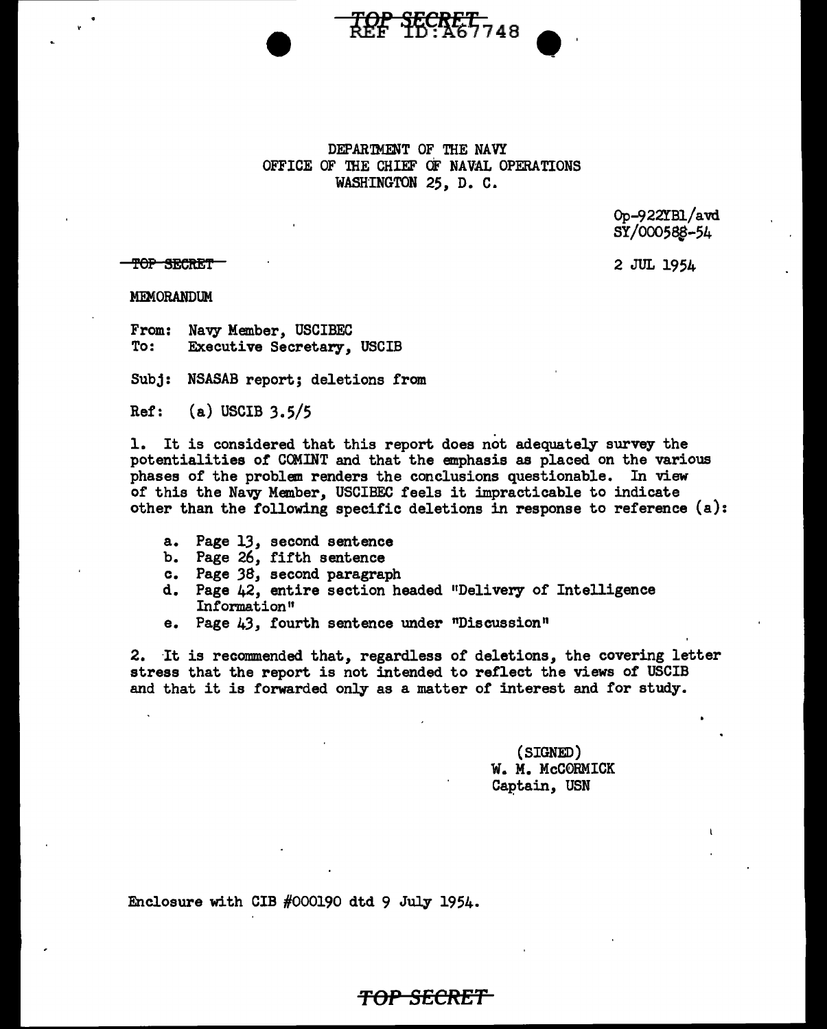TOP SECRET
REF ID:A67748

DEPARTMENT OF THE NAVY
OFFICE OF THE CHIEF OF NAVAL OPERATIONS
WASHINGTON 25, D. C.

Op-922YB1/avd
SY/000588-54

TOP SECRET

2 JUL 1954

MEMORANDUM

From: Navy Member, USCIBEC
To: Executive Secretary, USCIB

Subj: NSASAB report; deletions from

Ref: (a) USCIB 3.5/5

1. It is considered that this report does not adequately survey the potentialities of COMINT and that the emphasis as placed on the various phases of the problem renders the conclusions questionable. In view of this the Navy Member, USCIBEC feels it impracticable to indicate other than the following specific deletions in response to reference (a):

   a. Page 13, second sentence
   b. Page 26, fifth sentence
   c. Page 38, second paragraph
   d. Page 42, entire section headed "Delivery of Intelligence Information"
   e. Page 43, fourth sentence under "Discussion"

2. It is recommended that, regardless of deletions, the covering letter stress that the report is not intended to reflect the views of USCIB and that it is forwarded only as a matter of interest and for study.

(SIGNED)
W. M. McCORMICK
Captain, USN

Enclosure with CIB #000190 dtd 9 July 1954.

TOP SECRET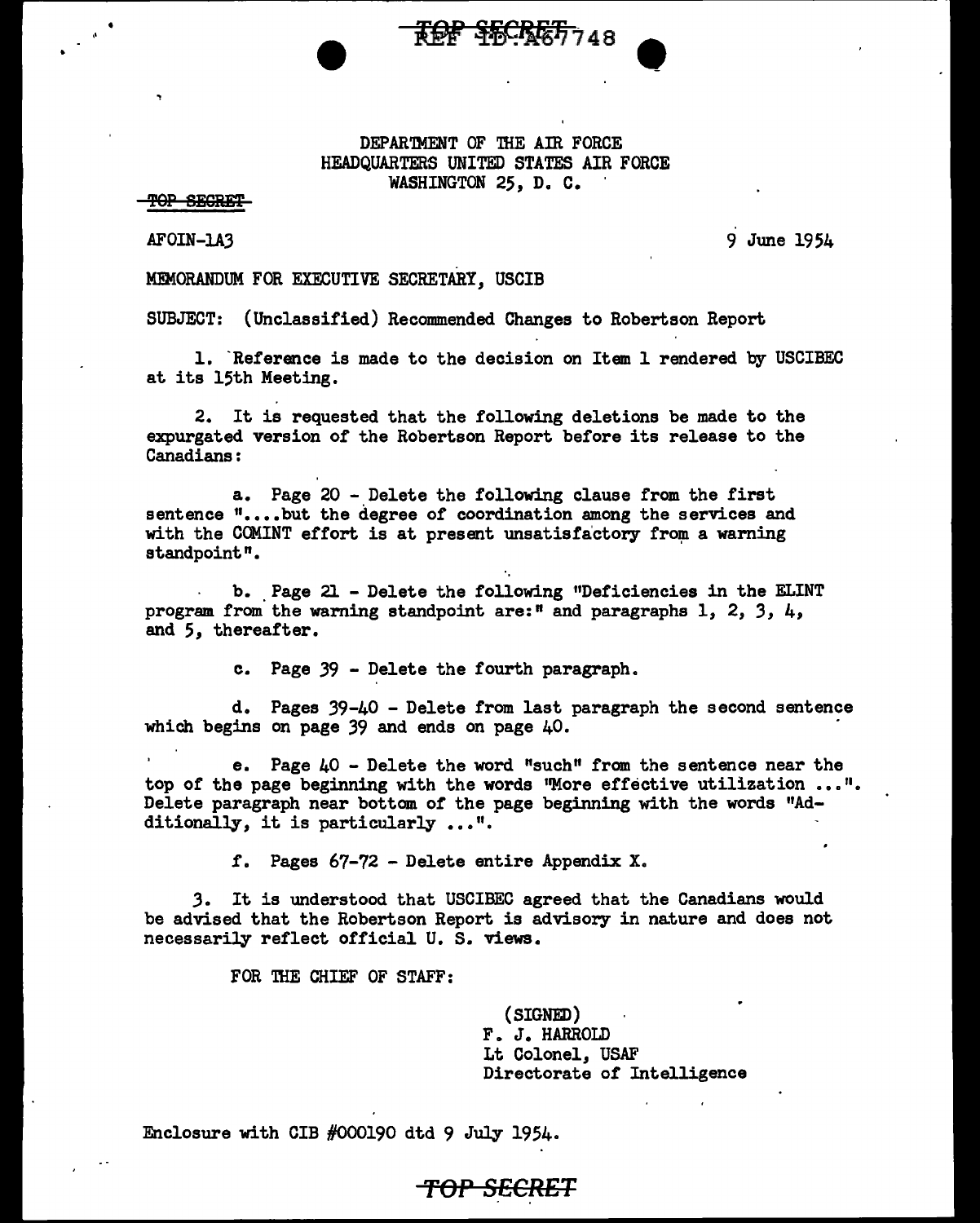TOP SECRET REF ID:A67748

DEPARTMENT OF THE AIR FORCE
HEADQUARTERS UNITED STATES AIR FORCE
WASHINGTON 25, D. C.

TOP SECRET

AFOIN-1A3

9 June 1954

MEMORANDUM FOR EXECUTIVE SECRETARY, USCIB

SUBJECT: (Unclassified) Recommended Changes to Robertson Report

1. Reference is made to the decision on Item 1 rendered by USCIBEC at its 15th Meeting.

2. It is requested that the following deletions be made to the expurgated version of the Robertson Report before its release to the Canadians:

a. Page 20 - Delete the following clause from the first sentence "....but the degree of coordination among the services and with the COMINT effort is at present unsatisfactory from a warning standpoint".

b. Page 21 - Delete the following "Deficiencies in the ELINT program from the warning standpoint are:" and paragraphs 1, 2, 3, 4, and 5, thereafter.

c. Page 39 - Delete the fourth paragraph.

d. Pages 39-40 - Delete from last paragraph the second sentence which begins on page 39 and ends on page 40.

e. Page 40 - Delete the word "such" from the sentence near the top of the page beginning with the words "More effective utilization ...". Delete paragraph near bottom of the page beginning with the words "Additionally, it is particularly ...".

f. Pages 67-72 - Delete entire Appendix X.

3. It is understood that USCIBEC agreed that the Canadians would be advised that the Robertson Report is advisory in nature and does not necessarily reflect official U. S. views.

FOR THE CHIEF OF STAFF:

(SIGNED)
F. J. HARROLD
Lt Colonel, USAF
Directorate of Intelligence

Enclosure with CIB #000190 dtd 9 July 1954.

TOP SECRET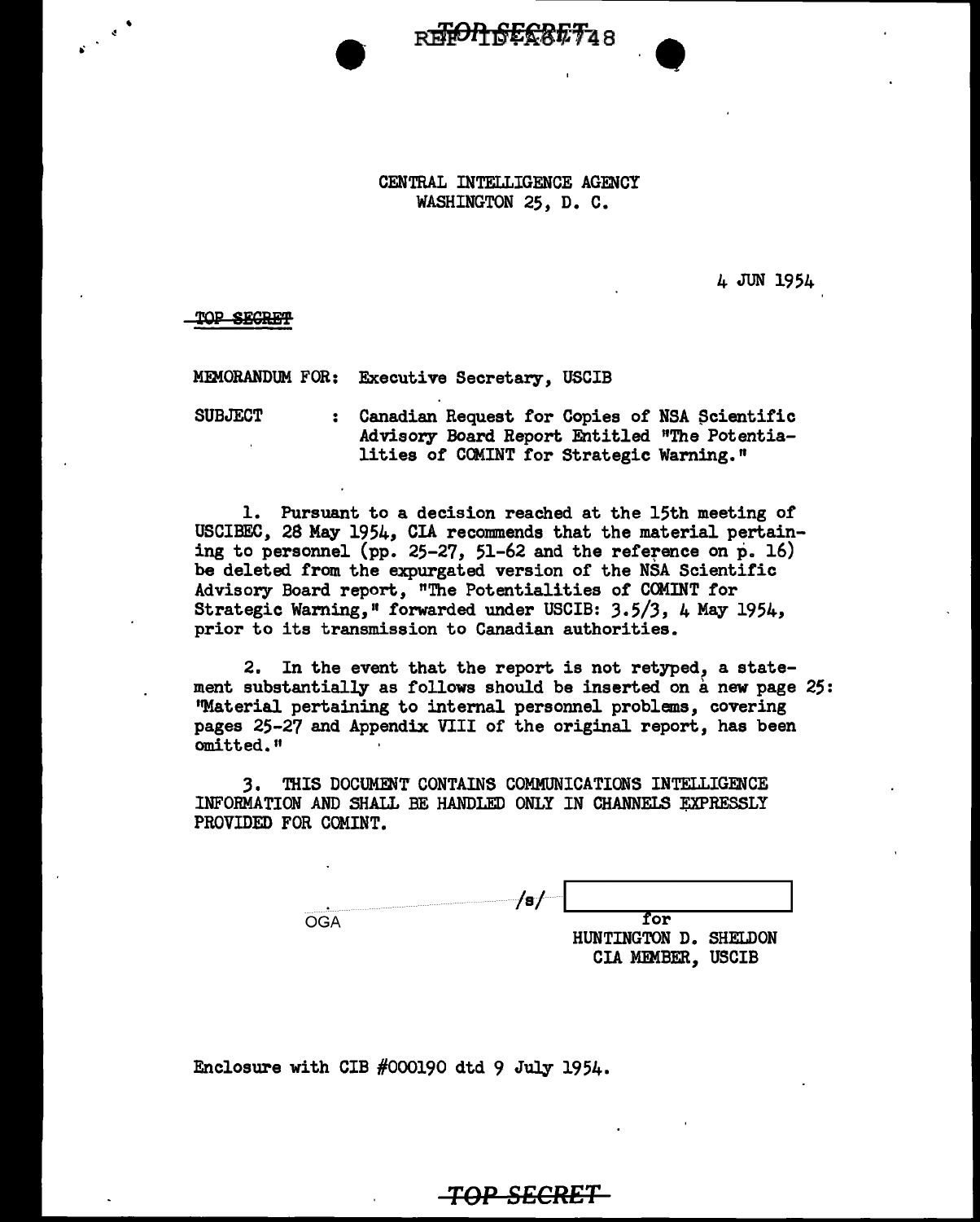CENTRAL INTELLIGENCE AGENCY
WASHINGTON 25, D. C.

4 JUN 1954

TOP SECRET

MEMORANDUM FOR: Executive Secretary, USCIB

SUBJECT : Canadian Request for Copies of NSA Scientific Advisory Board Report Entitled "The Potentialities of COMINT for Strategic Warning."

1. Pursuant to a decision reached at the 15th meeting of USCIBEC, 28 May 1954, CIA recommends that the material pertaining to personnel (pp. 25-27, 51-62 and the reference on p. 16) be deleted from the expurgated version of the NSA Scientific Advisory Board report, "The Potentialities of COMINT for Strategic Warning," forwarded under USCIB: 3.5/3, 4 May 1954, prior to its transmission to Canadian authorities.

2. In the event that the report is not retyped, a statement substantially as follows should be inserted on a new page 25: "Material pertaining to internal personnel problems, covering pages 25-27 and Appendix VIII of the original report, has been omitted."

3. THIS DOCUMENT CONTAINS COMMUNICATIONS INTELLIGENCE INFORMATION AND SHALL BE HANDLED ONLY IN CHANNELS EXPRESSLY PROVIDED FOR COMINT.

OGA

/s/ [redacted]
for
HUNTINGTON D. SHELDON
CIA MEMBER, USCIB

Enclosure with CIB #000190 dtd 9 July 1954.

TOP SECRET